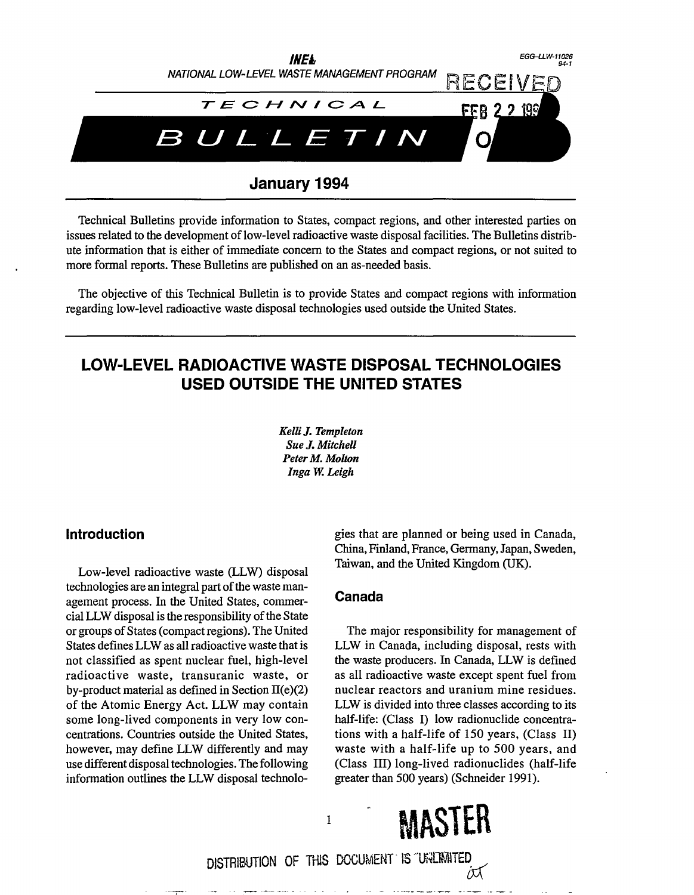INEL

EGG-LLW-11026
94-1

NATIONAL LOW-LEVEL WASTE MANAGEMENT PROGRAM

RECEIVED

FEB 2 2 199

TECHNICAL

BULLETIN

## January 1994

Technical Bulletins provide information to States, compact regions, and other interested parties on issues related to the development of low-level radioactive waste disposal facilities. The Bulletins distribute information that is either of immediate concern to the States and compact regions, or not suited to more formal reports. These Bulletins are published on an as-needed basis.

The objective of this Technical Bulletin is to provide States and compact regions with information regarding low-level radioactive waste disposal technologies used outside the United States.

# LOW-LEVEL RADIOACTIVE WASTE DISPOSAL TECHNOLOGIES USED OUTSIDE THE UNITED STATES

*Kelli J. Templeton*
*Sue J. Mitchell*
*Peter M. Molton*
*Inga W. Leigh*

## Introduction

Low-level radioactive waste (LLW) disposal technologies are an integral part of the waste management process. In the United States, commercial LLW disposal is the responsibility of the State or groups of States (compact regions). The United States defines LLW as all radioactive waste that is not classified as spent nuclear fuel, high-level radioactive waste, transuranic waste, or by-product material as defined in Section II(e)(2) of the Atomic Energy Act. LLW may contain some long-lived components in very low concentrations. Countries outside the United States, however, may define LLW differently and may use different disposal technologies. The following information outlines the LLW disposal technologies that are planned or being used in Canada, China, Finland, France, Germany, Japan, Sweden, Taiwan, and the United Kingdom (UK).

## Canada

The major responsibility for management of LLW in Canada, including disposal, rests with the waste producers. In Canada, LLW is defined as all radioactive waste except spent fuel from nuclear reactors and uranium mine residues. LLW is divided into three classes according to its half-life: (Class I) low radionuclide concentrations with a half-life of 150 years, (Class II) waste with a half-life up to 500 years, and (Class III) long-lived radionuclides (half-life greater than 500 years) (Schneider 1991).

MASTER

DISTRIBUTION OF THIS DOCUMENT IS UNLIMITED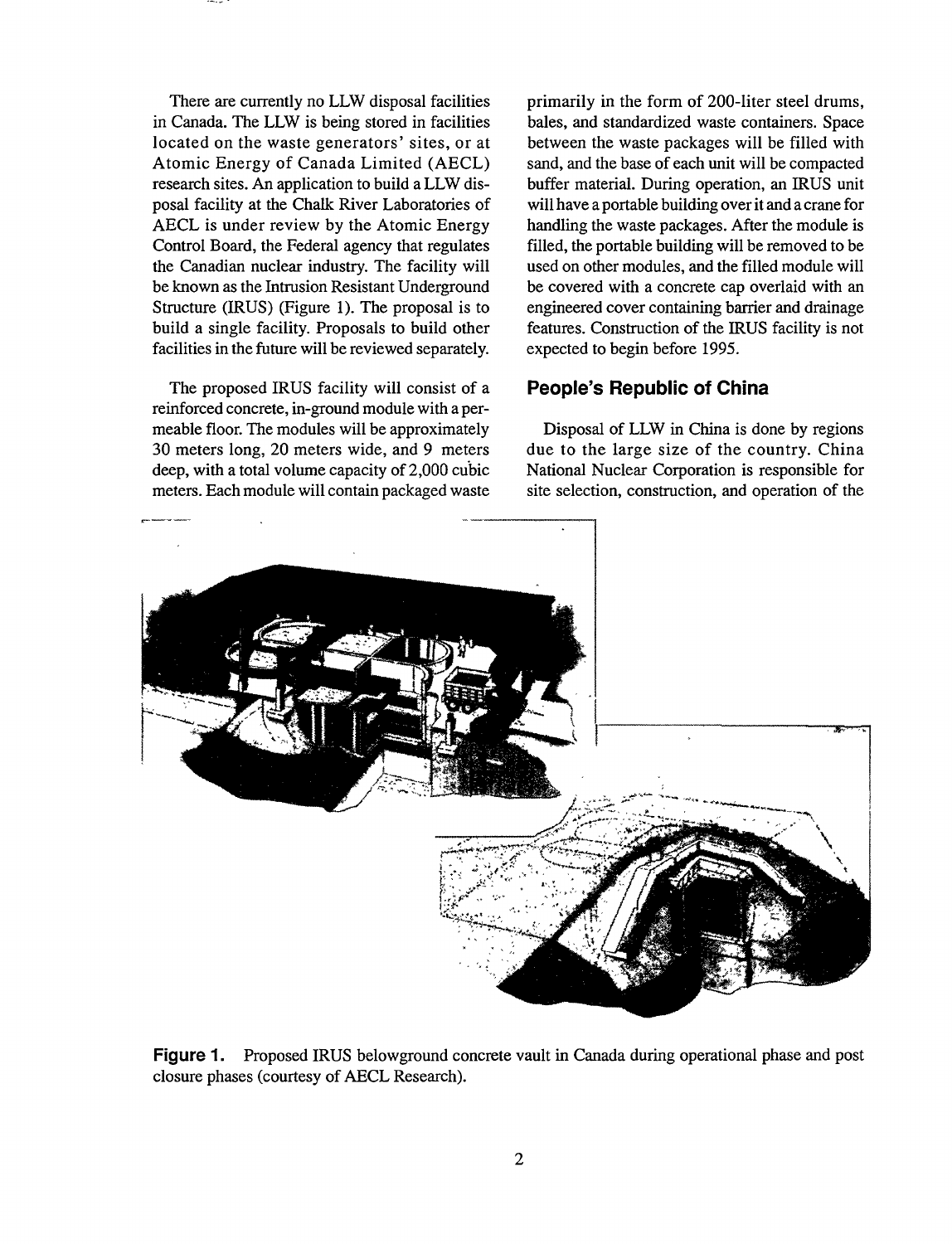There are currently no LLW disposal facilities in Canada. The LLW is being stored in facilities located on the waste generators' sites, or at Atomic Energy of Canada Limited (AECL) research sites. An application to build a LLW disposal facility at the Chalk River Laboratories of AECL is under review by the Atomic Energy Control Board, the Federal agency that regulates the Canadian nuclear industry. The facility will be known as the Intrusion Resistant Underground Structure (IRUS) (Figure 1). The proposal is to build a single facility. Proposals to build other facilities in the future will be reviewed separately.

The proposed IRUS facility will consist of a reinforced concrete, in-ground module with a permeable floor. The modules will be approximately 30 meters long, 20 meters wide, and 9 meters deep, with a total volume capacity of 2,000 cubic meters. Each module will contain packaged waste primarily in the form of 200-liter steel drums, bales, and standardized waste containers. Space between the waste packages will be filled with sand, and the base of each unit will be compacted buffer material. During operation, an IRUS unit will have a portable building over it and a crane for handling the waste packages. After the module is filled, the portable building will be removed to be used on other modules, and the filled module will be covered with a concrete cap overlaid with an engineered cover containing barrier and drainage features. Construction of the IRUS facility is not expected to begin before 1995.

## People's Republic of China

Disposal of LLW in China is done by regions due to the large size of the country. China National Nuclear Corporation is responsible for site selection, construction, and operation of the

**Figure 1.** Proposed IRUS belowground concrete vault in Canada during operational phase and post closure phases (courtesy of AECL Research).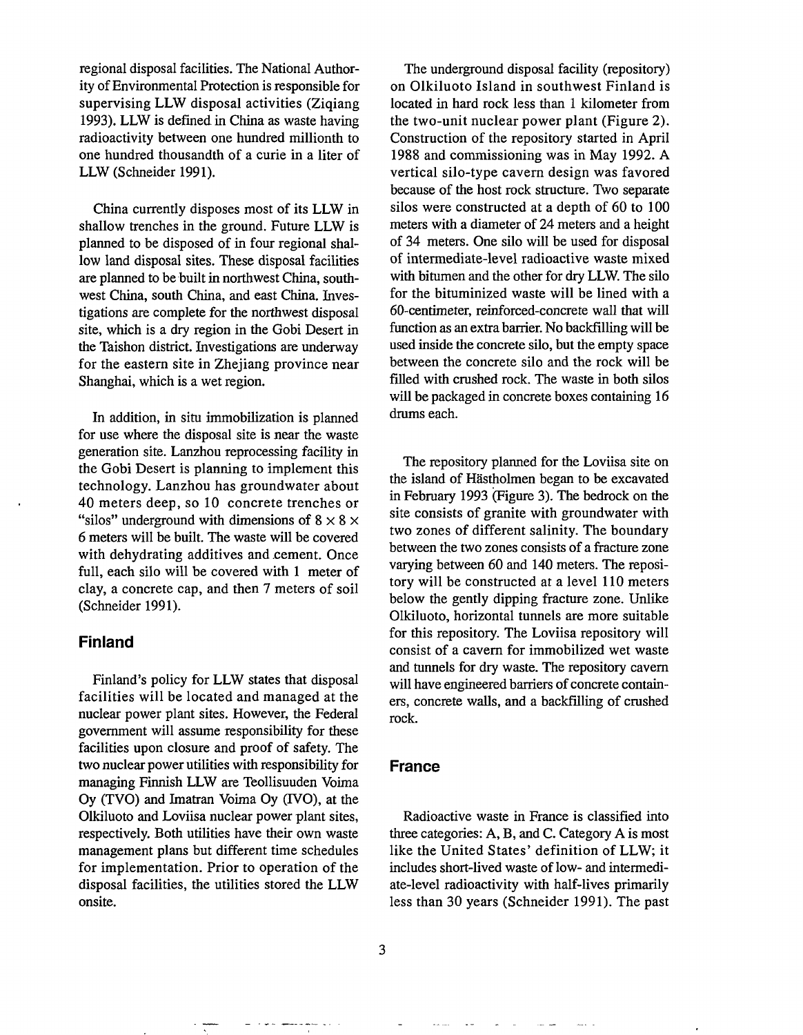regional disposal facilities. The National Authority of Environmental Protection is responsible for supervising LLW disposal activities (Ziqiang 1993). LLW is defined in China as waste having radioactivity between one hundred millionth to one hundred thousandth of a curie in a liter of LLW (Schneider 1991).

China currently disposes most of its LLW in shallow trenches in the ground. Future LLW is planned to be disposed of in four regional shallow land disposal sites. These disposal facilities are planned to be built in northwest China, southwest China, south China, and east China. Investigations are complete for the northwest disposal site, which is a dry region in the Gobi Desert in the Taishon district. Investigations are underway for the eastern site in Zhejiang province near Shanghai, which is a wet region.

In addition, in situ immobilization is planned for use where the disposal site is near the waste generation site. Lanzhou reprocessing facility in the Gobi Desert is planning to implement this technology. Lanzhou has groundwater about 40 meters deep, so 10 concrete trenches or "silos" underground with dimensions of $8 \times 8 \times 6$ meters will be built. The waste will be covered with dehydrating additives and cement. Once full, each silo will be covered with 1 meter of clay, a concrete cap, and then 7 meters of soil (Schneider 1991).

## Finland

Finland's policy for LLW states that disposal facilities will be located and managed at the nuclear power plant sites. However, the Federal government will assume responsibility for these facilities upon closure and proof of safety. The two nuclear power utilities with responsibility for managing Finnish LLW are Teollisuuden Voima Oy (TVO) and Imatran Voima Oy (IVO), at the Olkiluoto and Loviisa nuclear power plant sites, respectively. Both utilities have their own waste management plans but different time schedules for implementation. Prior to operation of the disposal facilities, the utilities stored the LLW onsite.

The underground disposal facility (repository) on Olkiluoto Island in southwest Finland is located in hard rock less than 1 kilometer from the two-unit nuclear power plant (Figure 2). Construction of the repository started in April 1988 and commissioning was in May 1992. A vertical silo-type cavern design was favored because of the host rock structure. Two separate silos were constructed at a depth of 60 to 100 meters with a diameter of 24 meters and a height of 34 meters. One silo will be used for disposal of intermediate-level radioactive waste mixed with bitumen and the other for dry LLW. The silo for the bituminized waste will be lined with a 60-centimeter, reinforced-concrete wall that will function as an extra barrier. No backfilling will be used inside the concrete silo, but the empty space between the concrete silo and the rock will be filled with crushed rock. The waste in both silos will be packaged in concrete boxes containing 16 drums each.

The repository planned for the Loviisa site on the island of Hästholmen began to be excavated in February 1993 (Figure 3). The bedrock on the site consists of granite with groundwater with two zones of different salinity. The boundary between the two zones consists of a fracture zone varying between 60 and 140 meters. The repository will be constructed at a level 110 meters below the gently dipping fracture zone. Unlike Olkiluoto, horizontal tunnels are more suitable for this repository. The Loviisa repository will consist of a cavern for immobilized wet waste and tunnels for dry waste. The repository cavern will have engineered barriers of concrete containers, concrete walls, and a backfilling of crushed rock.

## France

Radioactive waste in France is classified into three categories: A, B, and C. Category A is most like the United States' definition of LLW; it includes short-lived waste of low- and intermediate-level radioactivity with half-lives primarily less than 30 years (Schneider 1991). The past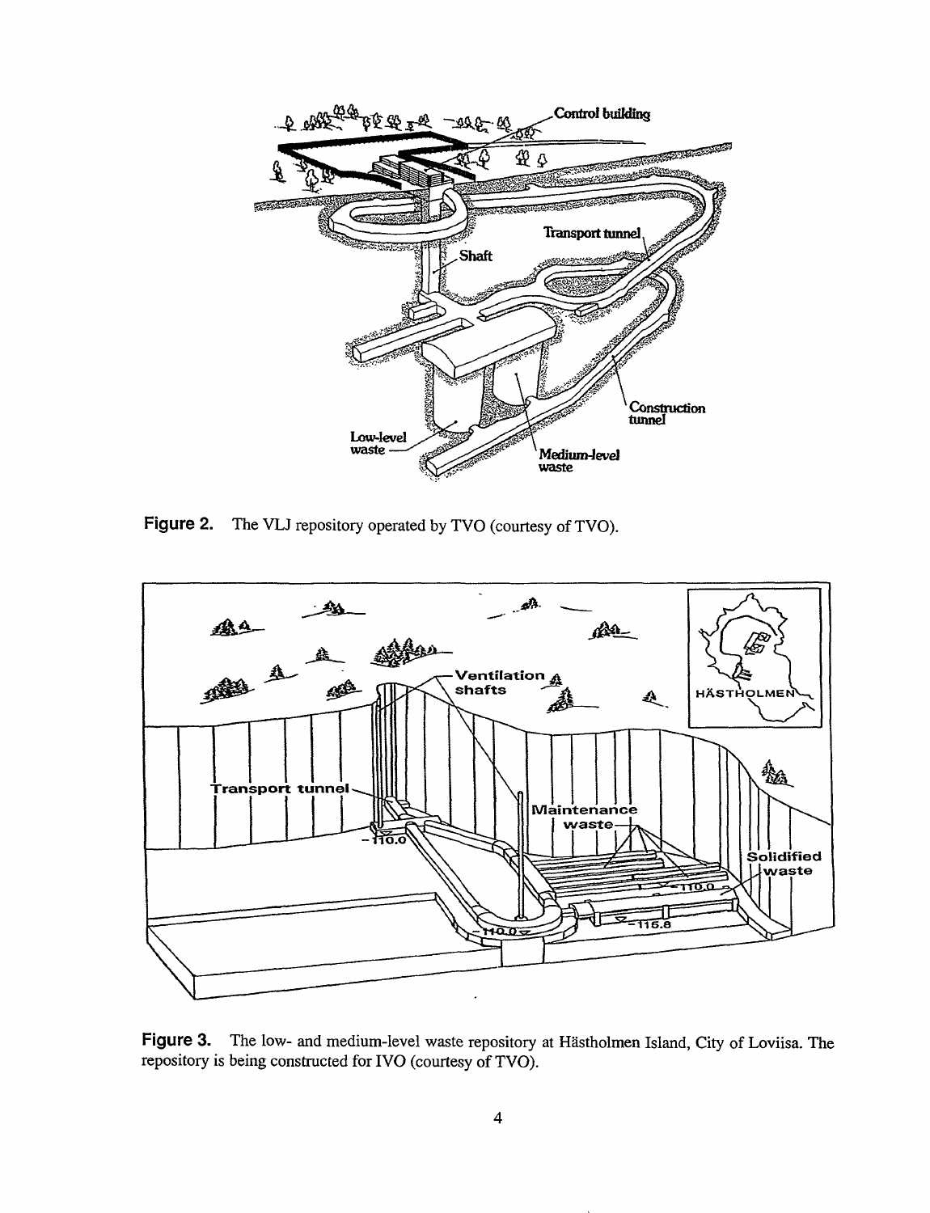Control building

Transport tunnel

Shaft

Construction tunnel

Low-level waste

Medium-level waste

**Figure 2.** The VLJ repository operated by TVO (courtesy of TVO).

Ventilation shafts

HÄSTHOLMEN

Transport tunnel

Maintenance waste

Solidified waste

-110.0

-110.0

-110.0

-115.8

**Figure 3.** The low- and medium-level waste repository at Hästholmen Island, City of Loviisa. The repository is being constructed for IVO (courtesy of TVO).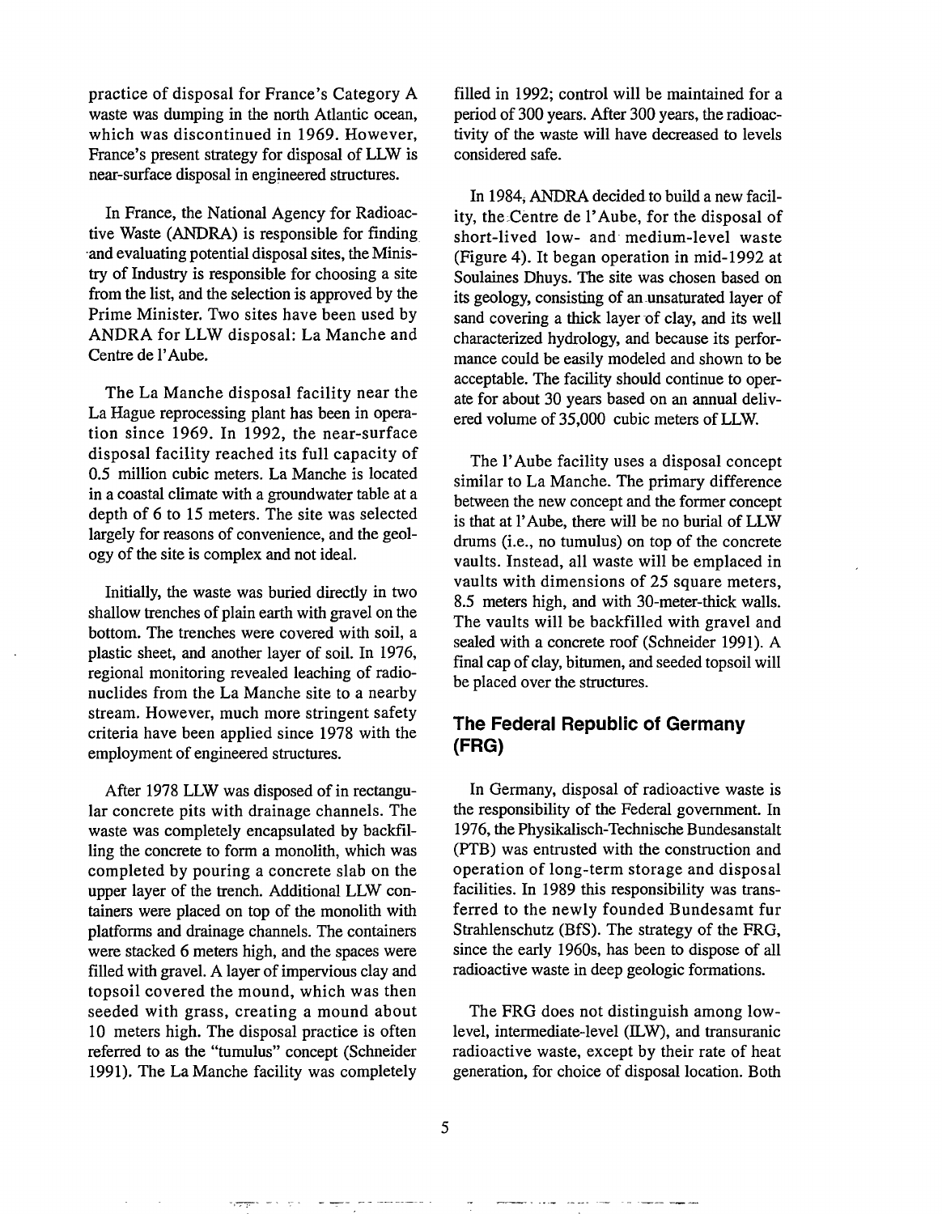practice of disposal for France's Category A waste was dumping in the north Atlantic ocean, which was discontinued in 1969. However, France's present strategy for disposal of LLW is near-surface disposal in engineered structures.

In France, the National Agency for Radioactive Waste (ANDRA) is responsible for finding and evaluating potential disposal sites, the Ministry of Industry is responsible for choosing a site from the list, and the selection is approved by the Prime Minister. Two sites have been used by ANDRA for LLW disposal: La Manche and Centre de l'Aube.

The La Manche disposal facility near the La Hague reprocessing plant has been in operation since 1969. In 1992, the near-surface disposal facility reached its full capacity of 0.5 million cubic meters. La Manche is located in a coastal climate with a groundwater table at a depth of 6 to 15 meters. The site was selected largely for reasons of convenience, and the geology of the site is complex and not ideal.

Initially, the waste was buried directly in two shallow trenches of plain earth with gravel on the bottom. The trenches were covered with soil, a plastic sheet, and another layer of soil. In 1976, regional monitoring revealed leaching of radionuclides from the La Manche site to a nearby stream. However, much more stringent safety criteria have been applied since 1978 with the employment of engineered structures.

After 1978 LLW was disposed of in rectangular concrete pits with drainage channels. The waste was completely encapsulated by backfilling the concrete to form a monolith, which was completed by pouring a concrete slab on the upper layer of the trench. Additional LLW containers were placed on top of the monolith with platforms and drainage channels. The containers were stacked 6 meters high, and the spaces were filled with gravel. A layer of impervious clay and topsoil covered the mound, which was then seeded with grass, creating a mound about 10 meters high. The disposal practice is often referred to as the "tumulus" concept (Schneider 1991). The La Manche facility was completely filled in 1992; control will be maintained for a period of 300 years. After 300 years, the radioactivity of the waste will have decreased to levels considered safe.

In 1984, ANDRA decided to build a new facility, the Centre de l'Aube, for the disposal of short-lived low- and medium-level waste (Figure 4). It began operation in mid-1992 at Soulaines Dhuys. The site was chosen based on its geology, consisting of an unsaturated layer of sand covering a thick layer of clay, and its well characterized hydrology, and because its performance could be easily modeled and shown to be acceptable. The facility should continue to operate for about 30 years based on an annual delivered volume of 35,000 cubic meters of LLW.

The l'Aube facility uses a disposal concept similar to La Manche. The primary difference between the new concept and the former concept is that at l'Aube, there will be no burial of LLW drums (i.e., no tumulus) on top of the concrete vaults. Instead, all waste will be emplaced in vaults with dimensions of 25 square meters, 8.5 meters high, and with 30-meter-thick walls. The vaults will be backfilled with gravel and sealed with a concrete roof (Schneider 1991). A final cap of clay, bitumen, and seeded topsoil will be placed over the structures.

## The Federal Republic of Germany (FRG)

In Germany, disposal of radioactive waste is the responsibility of the Federal government. In 1976, the Physikalisch-Technische Bundesanstalt (PTB) was entrusted with the construction and operation of long-term storage and disposal facilities. In 1989 this responsibility was transferred to the newly founded Bundesamt fur Strahlenschutz (BfS). The strategy of the FRG, since the early 1960s, has been to dispose of all radioactive waste in deep geologic formations.

The FRG does not distinguish among low-level, intermediate-level (ILW), and transuranic radioactive waste, except by their rate of heat generation, for choice of disposal location. Both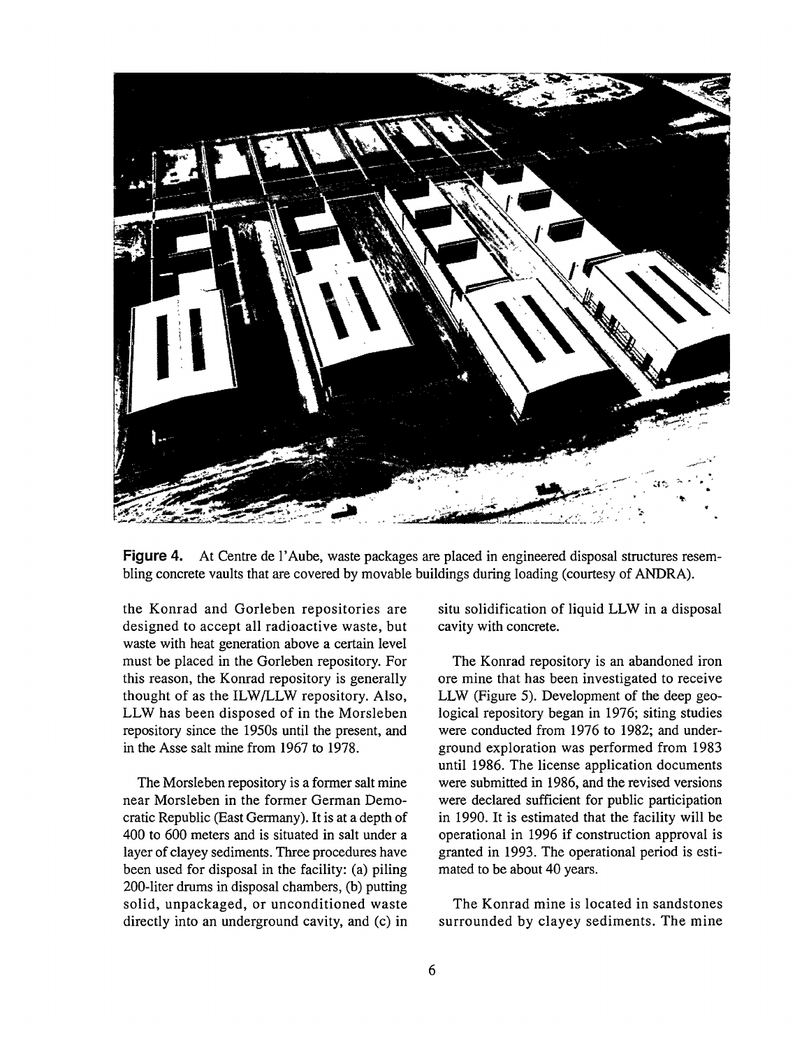**Figure 4.** At Centre de l'Aube, waste packages are placed in engineered disposal structures resembling concrete vaults that are covered by movable buildings during loading (courtesy of ANDRA).

the Konrad and Gorleben repositories are designed to accept all radioactive waste, but waste with heat generation above a certain level must be placed in the Gorleben repository. For this reason, the Konrad repository is generally thought of as the ILW/LLW repository. Also, LLW has been disposed of in the Morsleben repository since the 1950s until the present, and in the Asse salt mine from 1967 to 1978.

The Morsleben repository is a former salt mine near Morsleben in the former German Democratic Republic (East Germany). It is at a depth of 400 to 600 meters and is situated in salt under a layer of clayey sediments. Three procedures have been used for disposal in the facility: (a) piling 200-liter drums in disposal chambers, (b) putting solid, unpackaged, or unconditioned waste directly into an underground cavity, and (c) in situ solidification of liquid LLW in a disposal cavity with concrete.

The Konrad repository is an abandoned iron ore mine that has been investigated to receive LLW (Figure 5). Development of the deep geological repository began in 1976; siting studies were conducted from 1976 to 1982; and underground exploration was performed from 1983 until 1986. The license application documents were submitted in 1986, and the revised versions were declared sufficient for public participation in 1990. It is estimated that the facility will be operational in 1996 if construction approval is granted in 1993. The operational period is estimated to be about 40 years.

The Konrad mine is located in sandstones surrounded by clayey sediments. The mine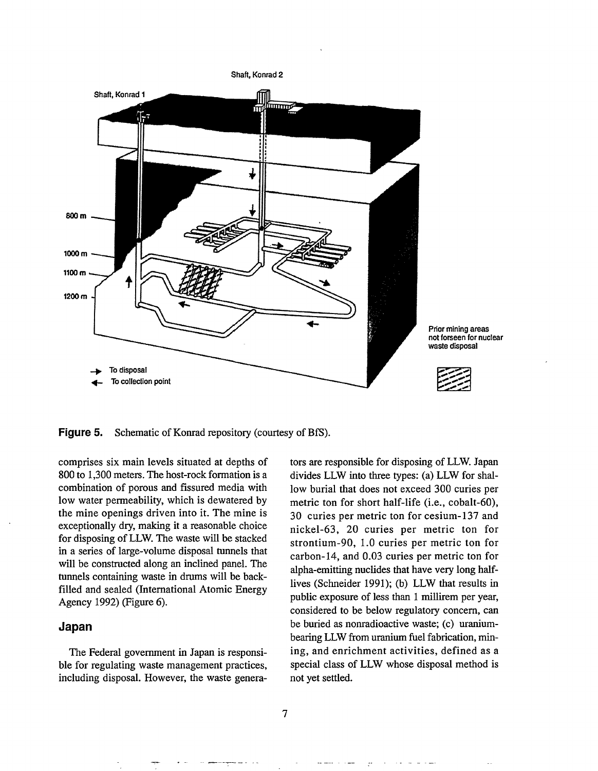**Figure 5.** Schematic of Konrad repository (courtesy of BfS).

comprises six main levels situated at depths of 800 to 1,300 meters. The host-rock formation is a combination of porous and fissured media with low water permeability, which is dewatered by the mine openings driven into it. The mine is exceptionally dry, making it a reasonable choice for disposing of LLW. The waste will be stacked in a series of large-volume disposal tunnels that will be constructed along an inclined panel. The tunnels containing waste in drums will be backfilled and sealed (International Atomic Energy Agency 1992) (Figure 6).

## Japan

The Federal government in Japan is responsible for regulating waste management practices, including disposal. However, the waste generators are responsible for disposing of LLW. Japan divides LLW into three types: (a) LLW for shallow burial that does not exceed 300 curies per metric ton for short half-life (i.e., cobalt-60), 30 curies per metric ton for cesium-137 and nickel-63, 20 curies per metric ton for strontium-90, 1.0 curies per metric ton for carbon-14, and 0.03 curies per metric ton for alpha-emitting nuclides that have very long half-lives (Schneider 1991); (b) LLW that results in public exposure of less than 1 millirem per year, considered to be below regulatory concern, can be buried as nonradioactive waste; (c) uranium-bearing LLW from uranium fuel fabrication, mining, and enrichment activities, defined as a special class of LLW whose disposal method is not yet settled.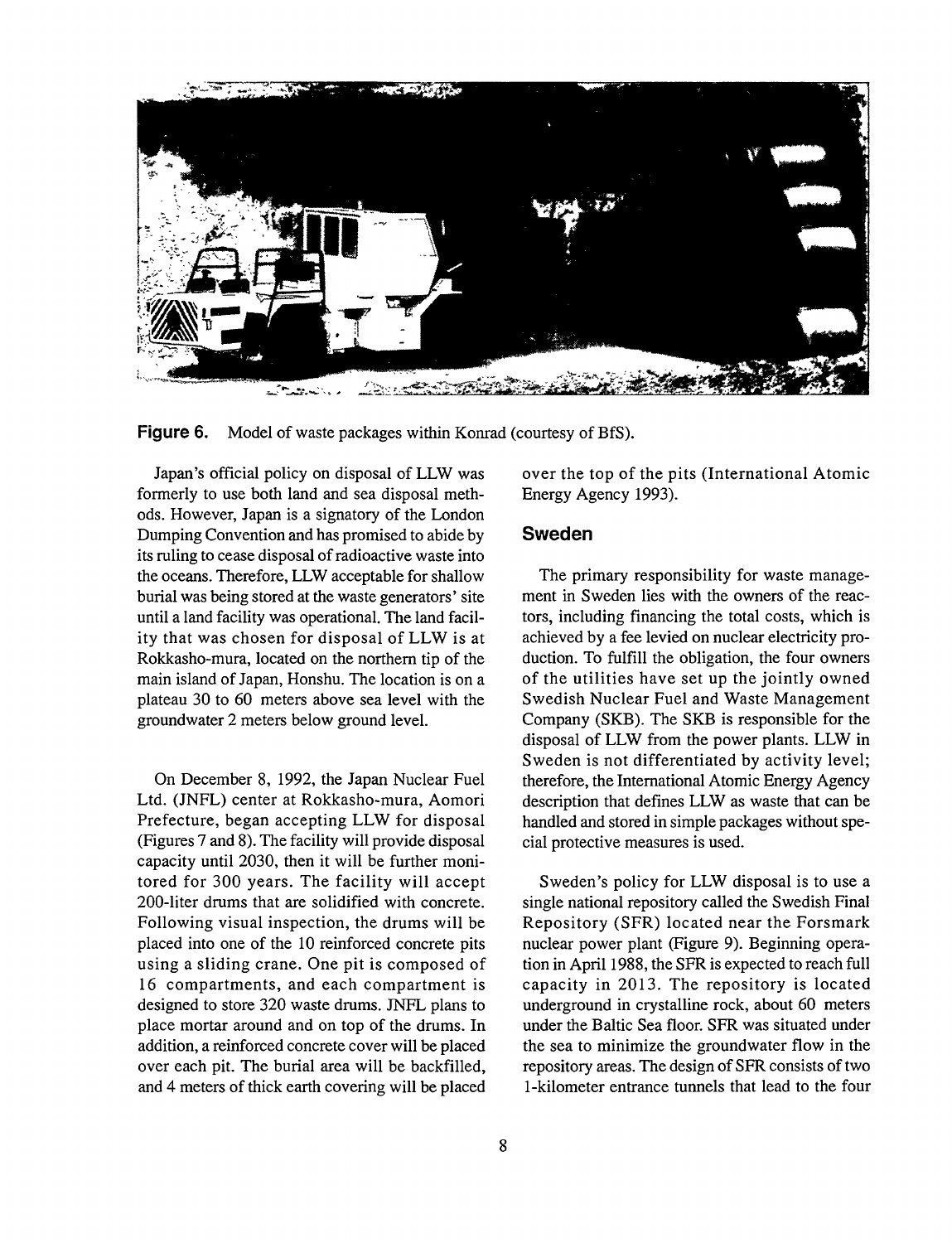**Figure 6.** Model of waste packages within Konrad (courtesy of BfS).

Japan's official policy on disposal of LLW was formerly to use both land and sea disposal methods. However, Japan is a signatory of the London Dumping Convention and has promised to abide by its ruling to cease disposal of radioactive waste into the oceans. Therefore, LLW acceptable for shallow burial was being stored at the waste generators' site until a land facility was operational. The land facility that was chosen for disposal of LLW is at Rokkasho-mura, located on the northern tip of the main island of Japan, Honshu. The location is on a plateau 30 to 60 meters above sea level with the groundwater 2 meters below ground level.

On December 8, 1992, the Japan Nuclear Fuel Ltd. (JNFL) center at Rokkasho-mura, Aomori Prefecture, began accepting LLW for disposal (Figures 7 and 8). The facility will provide disposal capacity until 2030, then it will be further monitored for 300 years. The facility will accept 200-liter drums that are solidified with concrete. Following visual inspection, the drums will be placed into one of the 10 reinforced concrete pits using a sliding crane. One pit is composed of 16 compartments, and each compartment is designed to store 320 waste drums. JNFL plans to place mortar around and on top of the drums. In addition, a reinforced concrete cover will be placed over each pit. The burial area will be backfilled, and 4 meters of thick earth covering will be placed over the top of the pits (International Atomic Energy Agency 1993).

## Sweden

The primary responsibility for waste management in Sweden lies with the owners of the reactors, including financing the total costs, which is achieved by a fee levied on nuclear electricity production. To fulfill the obligation, the four owners of the utilities have set up the jointly owned Swedish Nuclear Fuel and Waste Management Company (SKB). The SKB is responsible for the disposal of LLW from the power plants. LLW in Sweden is not differentiated by activity level; therefore, the International Atomic Energy Agency description that defines LLW as waste that can be handled and stored in simple packages without special protective measures is used.

Sweden's policy for LLW disposal is to use a single national repository called the Swedish Final Repository (SFR) located near the Forsmark nuclear power plant (Figure 9). Beginning operation in April 1988, the SFR is expected to reach full capacity in 2013. The repository is located underground in crystalline rock, about 60 meters under the Baltic Sea floor. SFR was situated under the sea to minimize the groundwater flow in the repository areas. The design of SFR consists of two 1-kilometer entrance tunnels that lead to the four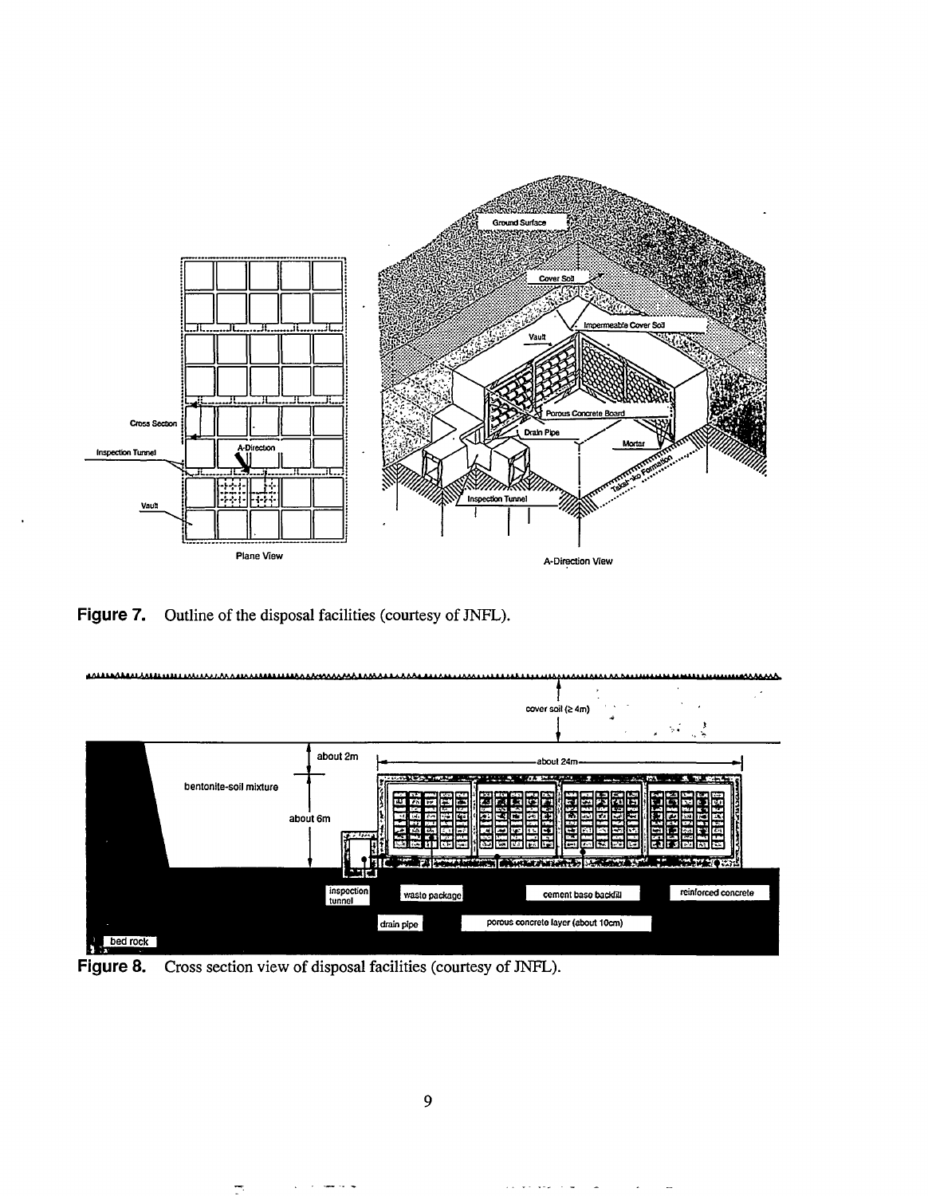Plane View

Cross Section

Inspection Tunnel

A-Direction

Vault

A-Direction View

Ground Surface

Cover Soil

Impermeable Cover Soil

Vault

Porous Concrete Board

Drain Pipe

Mortar

Takahoko Formation

Inspection Tunnel

**Figure 7.** Outline of the disposal facilities (courtesy of JNFL).

cover soil (≥ 4m)

about 2m

about 24m

bentonite-soil mixture

about 6m

inspection tunnel

waste package

cement base backfill

reinforced concrete

drain pipe

porous concrete layer (about 10cm)

bed rock

**Figure 8.** Cross section view of disposal facilities (courtesy of JNFL).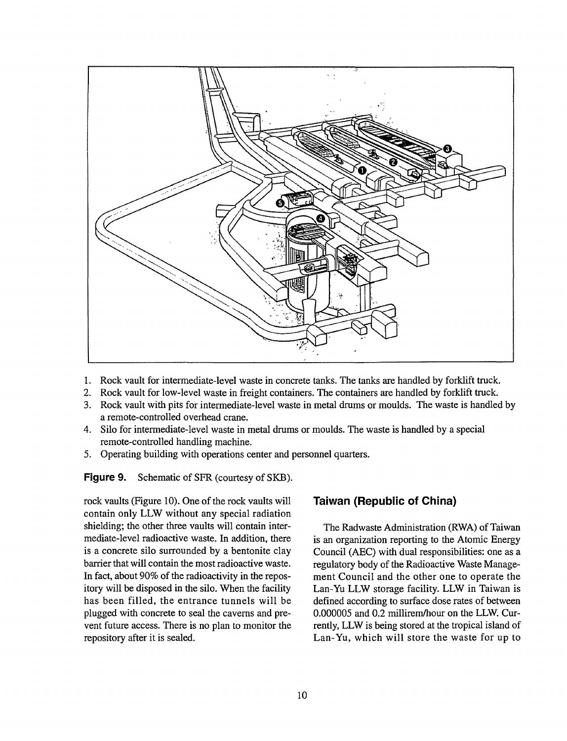1. Rock vault for intermediate-level waste in concrete tanks. The tanks are handled by forklift truck.
2. Rock vault for low-level waste in freight containers. The containers are handled by forklift truck.
3. Rock vault with pits for intermediate-level waste in metal drums or moulds. The waste is handled by a remote-controlled overhead crane.
4. Silo for intermediate-level waste in metal drums or moulds. The waste is handled by a special remote-controlled handling machine.
5. Operating building with operations center and personnel quarters.

**Figure 9.** Schematic of SFR (courtesy of SKB).

rock vaults (Figure 10). One of the rock vaults will contain only LLW without any special radiation shielding; the other three vaults will contain intermediate-level radioactive waste. In addition, there is a concrete silo surrounded by a bentonite clay barrier that will contain the most radioactive waste. In fact, about 90% of the radioactivity in the repository will be disposed in the silo. When the facility has been filled, the entrance tunnels will be plugged with concrete to seal the caverns and prevent future access. There is no plan to monitor the repository after it is sealed.

## Taiwan (Republic of China)

The Radwaste Administration (RWA) of Taiwan is an organization reporting to the Atomic Energy Council (AEC) with dual responsibilities: one as a regulatory body of the Radioactive Waste Management Council and the other one to operate the Lan-Yu LLW storage facility. LLW in Taiwan is defined according to surface dose rates of between 0.000005 and 0.2 millirem/hour on the LLW. Currently, LLW is being stored at the tropical island of Lan-Yu, which will store the waste for up to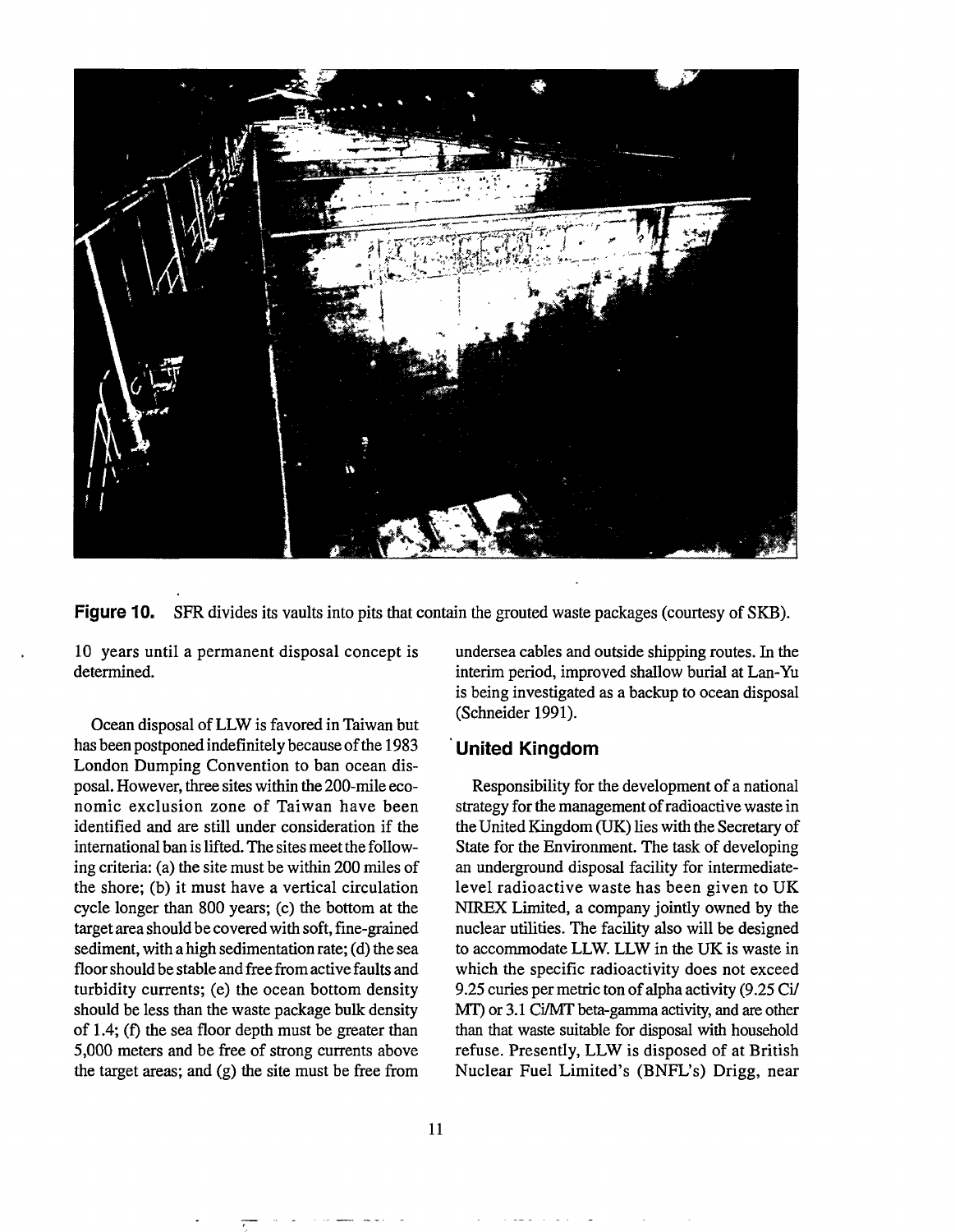**Figure 10.** SFR divides its vaults into pits that contain the grouted waste packages (courtesy of SKB).

10 years until a permanent disposal concept is determined.

Ocean disposal of LLW is favored in Taiwan but has been postponed indefinitely because of the 1983 London Dumping Convention to ban ocean disposal. However, three sites within the 200-mile economic exclusion zone of Taiwan have been identified and are still under consideration if the international ban is lifted. The sites meet the following criteria: (a) the site must be within 200 miles of the shore; (b) it must have a vertical circulation cycle longer than 800 years; (c) the bottom at the target area should be covered with soft, fine-grained sediment, with a high sedimentation rate; (d) the sea floor should be stable and free from active faults and turbidity currents; (e) the ocean bottom density should be less than the waste package bulk density of 1.4; (f) the sea floor depth must be greater than 5,000 meters and be free of strong currents above the target areas; and (g) the site must be free from undersea cables and outside shipping routes. In the interim period, improved shallow burial at Lan-Yu is being investigated as a backup to ocean disposal (Schneider 1991).

## United Kingdom

Responsibility for the development of a national strategy for the management of radioactive waste in the United Kingdom (UK) lies with the Secretary of State for the Environment. The task of developing an underground disposal facility for intermediate-level radioactive waste has been given to UK NIREX Limited, a company jointly owned by the nuclear utilities. The facility also will be designed to accommodate LLW. LLW in the UK is waste in which the specific radioactivity does not exceed 9.25 curies per metric ton of alpha activity (9.25 Ci/MT) or 3.1 Ci/MT beta-gamma activity, and are other than that waste suitable for disposal with household refuse. Presently, LLW is disposed of at British Nuclear Fuel Limited's (BNFL's) Drigg, near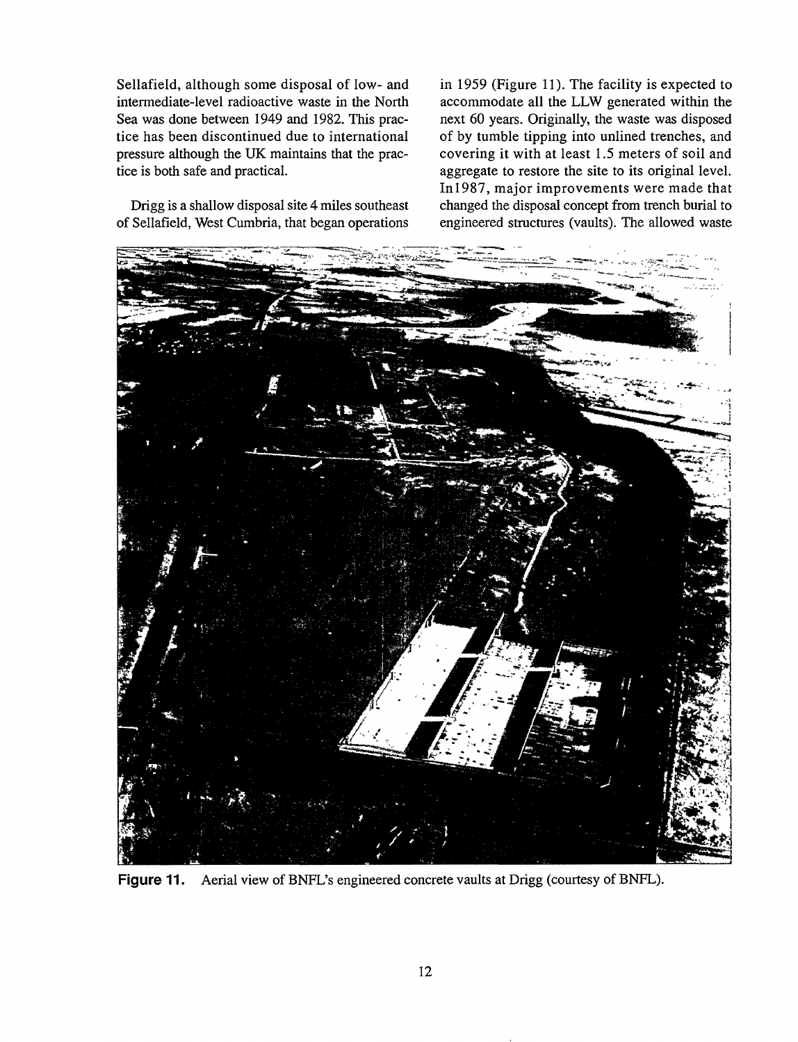Sellafield, although some disposal of low- and intermediate-level radioactive waste in the North Sea was done between 1949 and 1982. This practice has been discontinued due to international pressure although the UK maintains that the practice is both safe and practical.

Drigg is a shallow disposal site 4 miles southeast of Sellafield, West Cumbria, that began operations in 1959 (Figure 11). The facility is expected to accommodate all the LLW generated within the next 60 years. Originally, the waste was disposed of by tumble tipping into unlined trenches, and covering it with at least 1.5 meters of soil and aggregate to restore the site to its original level. In1987, major improvements were made that changed the disposal concept from trench burial to engineered structures (vaults). The allowed waste

**Figure 11.** Aerial view of BNFL's engineered concrete vaults at Drigg (courtesy of BNFL).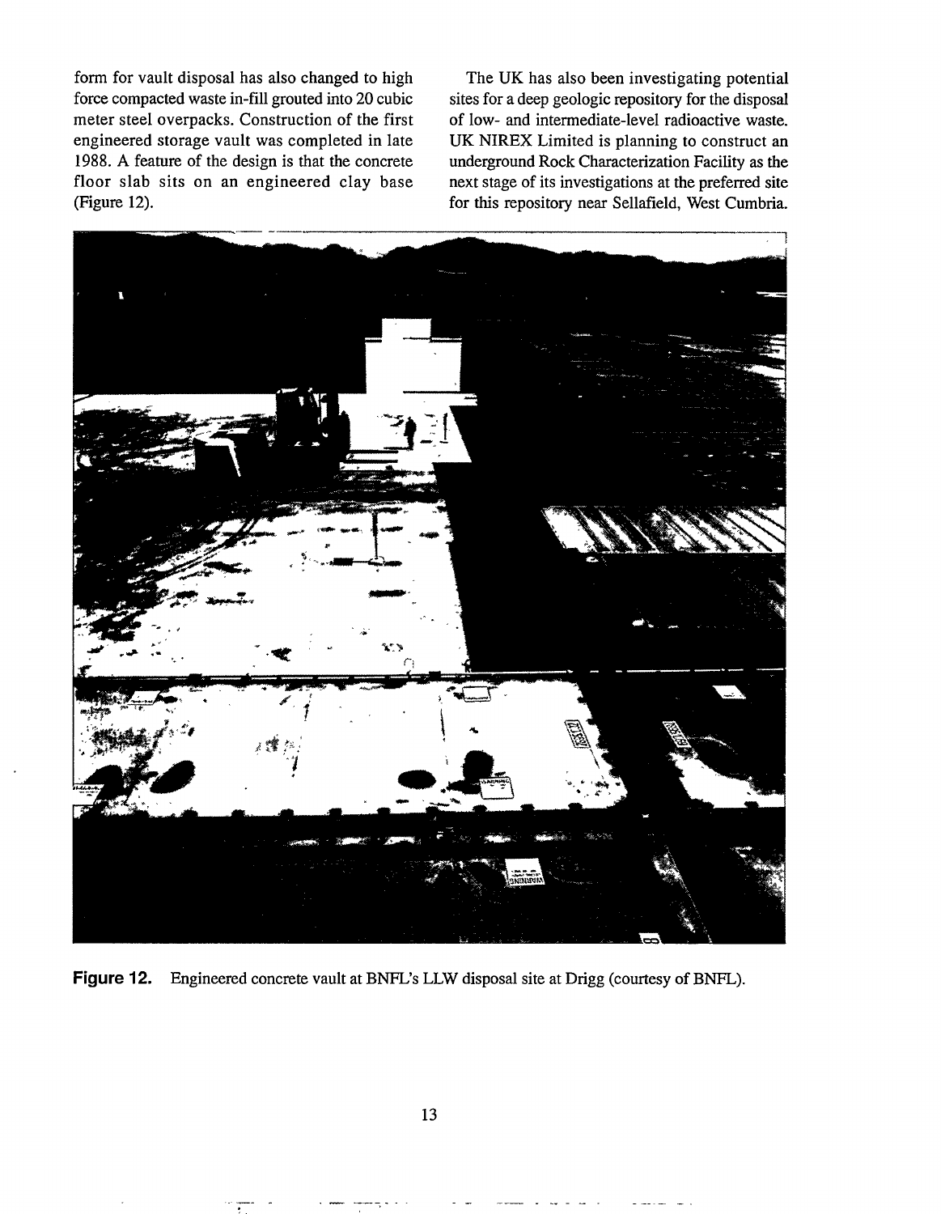form for vault disposal has also changed to high force compacted waste in-fill grouted into 20 cubic meter steel overpacks. Construction of the first engineered storage vault was completed in late 1988. A feature of the design is that the concrete floor slab sits on an engineered clay base (Figure 12).

The UK has also been investigating potential sites for a deep geologic repository for the disposal of low- and intermediate-level radioactive waste. UK NIREX Limited is planning to construct an underground Rock Characterization Facility as the next stage of its investigations at the preferred site for this repository near Sellafield, West Cumbria.

**Figure 12.** Engineered concrete vault at BNFL's LLW disposal site at Drigg (courtesy of BNFL).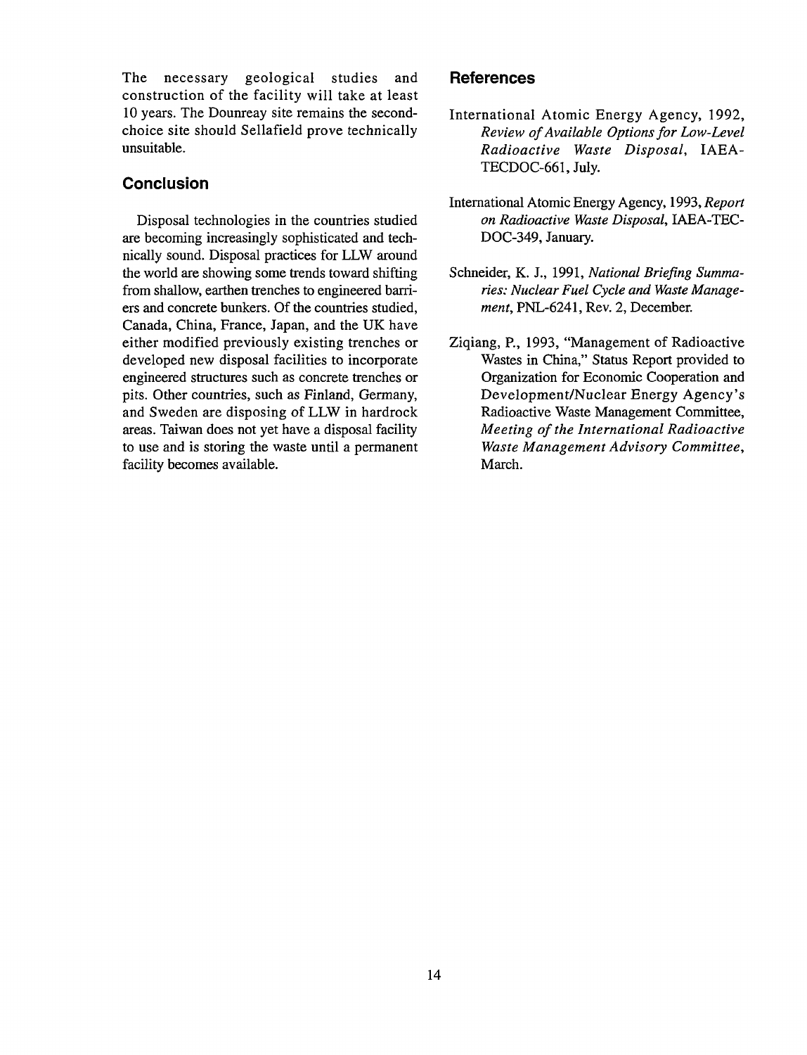The necessary geological studies and construction of the facility will take at least 10 years. The Dounreay site remains the second-choice site should Sellafield prove technically unsuitable.

## Conclusion

Disposal technologies in the countries studied are becoming increasingly sophisticated and technically sound. Disposal practices for LLW around the world are showing some trends toward shifting from shallow, earthen trenches to engineered barriers and concrete bunkers. Of the countries studied, Canada, China, France, Japan, and the UK have either modified previously existing trenches or developed new disposal facilities to incorporate engineered structures such as concrete trenches or pits. Other countries, such as Finland, Germany, and Sweden are disposing of LLW in hardrock areas. Taiwan does not yet have a disposal facility to use and is storing the waste until a permanent facility becomes available.

## References

International Atomic Energy Agency, 1992, *Review of Available Options for Low-Level Radioactive Waste Disposal*, IAEA-TECDOC-661, July.

International Atomic Energy Agency, 1993, *Report on Radioactive Waste Disposal*, IAEA-TEC-DOC-349, January.

Schneider, K. J., 1991, *National Briefing Summaries: Nuclear Fuel Cycle and Waste Management*, PNL-6241, Rev. 2, December.

Ziqiang, P., 1993, "Management of Radioactive Wastes in China," Status Report provided to Organization for Economic Cooperation and Development/Nuclear Energy Agency's Radioactive Waste Management Committee, *Meeting of the International Radioactive Waste Management Advisory Committee*, March.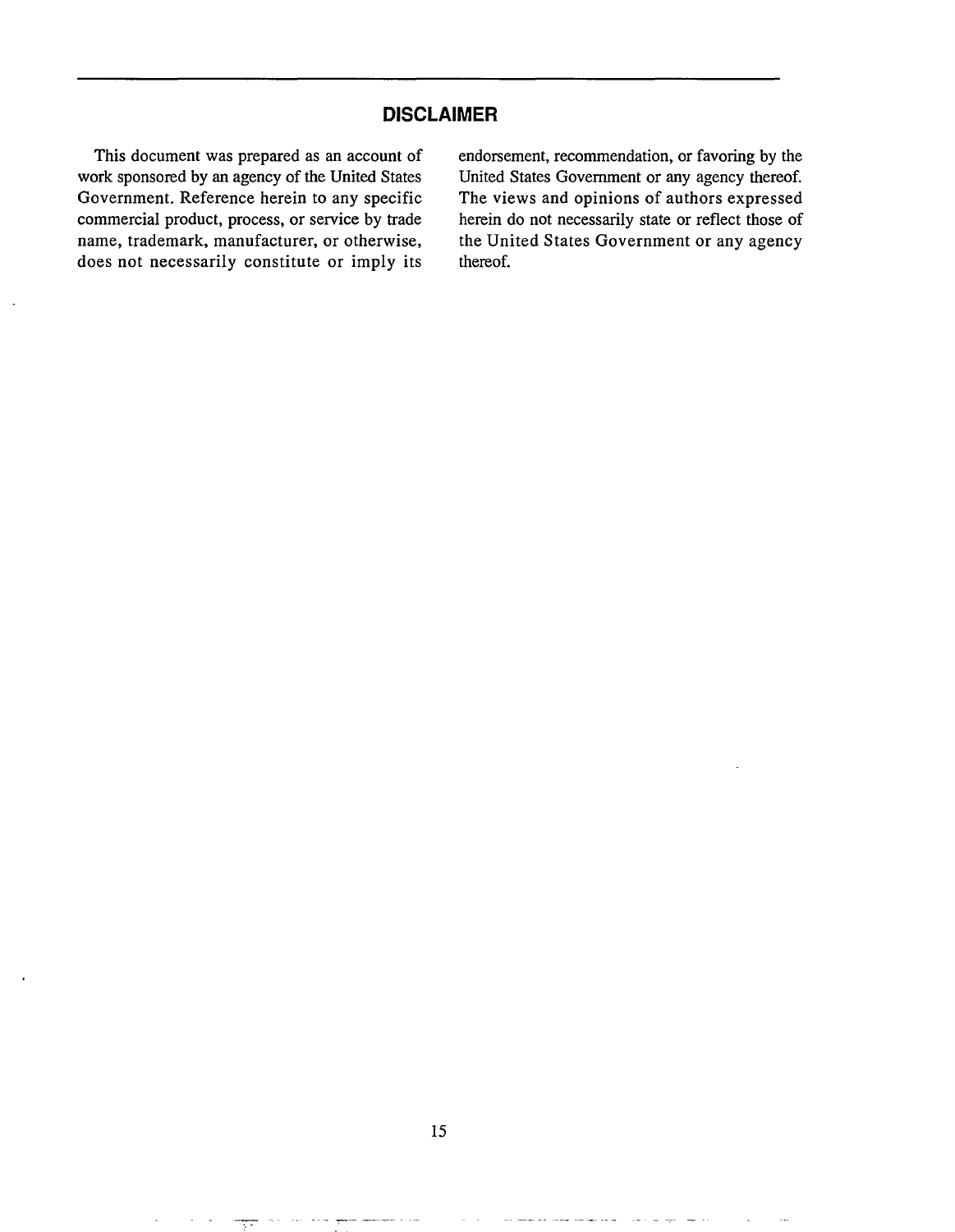## DISCLAIMER

This document was prepared as an account of work sponsored by an agency of the United States Government. Reference herein to any specific commercial product, process, or service by trade name, trademark, manufacturer, or otherwise, does not necessarily constitute or imply its endorsement, recommendation, or favoring by the United States Government or any agency thereof. The views and opinions of authors expressed herein do not necessarily state or reflect those of the United States Government or any agency thereof.